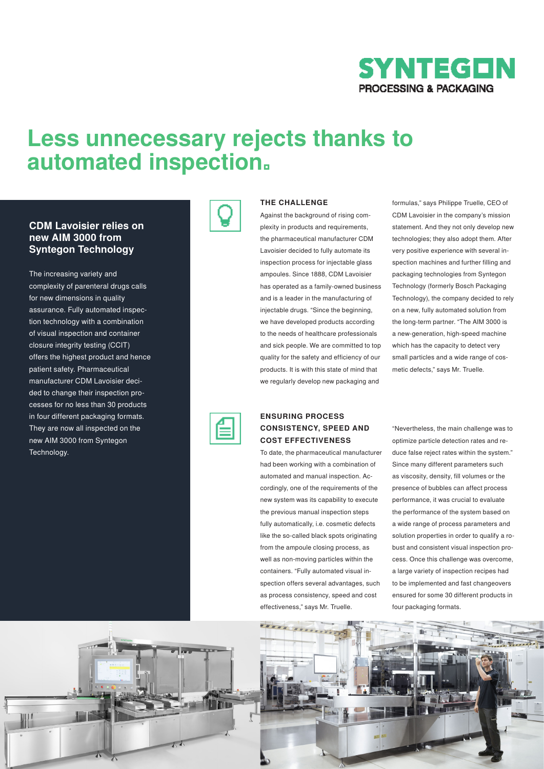SYNTEGON
PROCESSING & PACKAGING

# Less unnecessary rejects thanks to automated inspection.

## CDM Lavoisier relies on new AIM 3000 from Syntegon Technology

The increasing variety and complexity of parenteral drugs calls for new dimensions in quality assurance. Fully automated inspection technology with a combination of visual inspection and container closure integrity testing (CCIT) offers the highest product and hence patient safety. Pharmaceutical manufacturer CDM Lavoisier decided to change their inspection processes for no less than 30 products in four different packaging formats. They are now all inspected on the new AIM 3000 from Syntegon Technology.

### THE CHALLENGE

Against the background of rising complexity in products and requirements, the pharmaceutical manufacturer CDM Lavoisier decided to fully automate its inspection process for injectable glass ampoules. Since 1888, CDM Lavoisier has operated as a family-owned business and is a leader in the manufacturing of injectable drugs. "Since the beginning, we have developed products according to the needs of healthcare professionals and sick people. We are committed to top quality for the safety and efficiency of our products. It is with this state of mind that we regularly develop new packaging and formulas," says Philippe Truelle, CEO of CDM Lavoisier in the company's mission statement. And they not only develop new technologies; they also adopt them. After very positive experience with several inspection machines and further filling and packaging technologies from Syntegon Technology (formerly Bosch Packaging Technology), the company decided to rely on a new, fully automated solution from the long-term partner. "The AIM 3000 is a new-generation, high-speed machine which has the capacity to detect very small particles and a wide range of cosmetic defects," says Mr. Truelle.

### ENSURING PROCESS CONSISTENCY, SPEED AND COST EFFECTIVENESS

To date, the pharmaceutical manufacturer had been working with a combination of automated and manual inspection. Accordingly, one of the requirements of the new system was its capability to execute the previous manual inspection steps fully automatically, i.e. cosmetic defects like the so-called black spots originating from the ampoule closing process, as well as non-moving particles within the containers. "Fully automated visual inspection offers several advantages, such as process consistency, speed and cost effectiveness," says Mr. Truelle.

"Nevertheless, the main challenge was to optimize particle detection rates and reduce false reject rates within the system." Since many different parameters such as viscosity, density, fill volumes or the presence of bubbles can affect process performance, it was crucial to evaluate the performance of the system based on a wide range of process parameters and solution properties in order to qualify a robust and consistent visual inspection process. Once this challenge was overcome, a large variety of inspection recipes had to be implemented and fast changeovers ensured for some 30 different products in four packaging formats.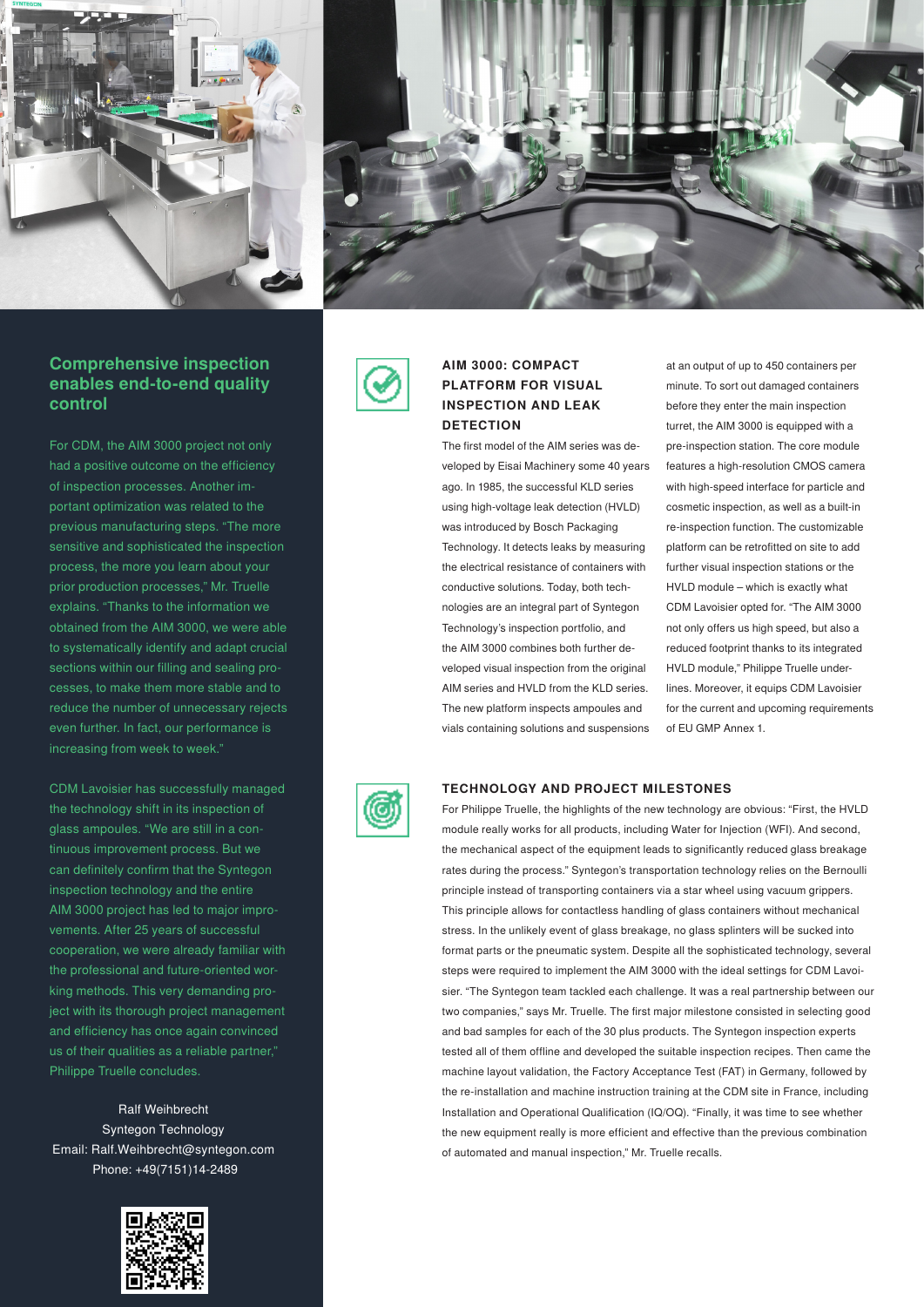## Comprehensive inspection enables end-to-end quality control

For CDM, the AIM 3000 project not only had a positive outcome on the efficiency of inspection processes. Another important optimization was related to the previous manufacturing steps. "The more sensitive and sophisticated the inspection process, the more you learn about your prior production processes," Mr. Truelle explains. "Thanks to the information we obtained from the AIM 3000, we were able to systematically identify and adapt crucial sections within our filling and sealing processes, to make them more stable and to reduce the number of unnecessary rejects even further. In fact, our performance is increasing from week to week."

CDM Lavoisier has successfully managed the technology shift in its inspection of glass ampoules. "We are still in a continuous improvement process. But we can definitely confirm that the Syntegon inspection technology and the entire AIM 3000 project has led to major improvements. After 25 years of successful cooperation, we were already familiar with the professional and future-oriented working methods. This very demanding project with its thorough project management and efficiency has once again convinced us of their qualities as a reliable partner," Philippe Truelle concludes.

Ralf Weihbrecht
Syntegon Technology
Email: Ralf.Weihbrecht@syntegon.com
Phone: +49(7151)14-2489

### AIM 3000: COMPACT PLATFORM FOR VISUAL INSPECTION AND LEAK DETECTION

The first model of the AIM series was developed by Eisai Machinery some 40 years ago. In 1985, the successful KLD series using high-voltage leak detection (HVLD) was introduced by Bosch Packaging Technology. It detects leaks by measuring the electrical resistance of containers with conductive solutions. Today, both technologies are an integral part of Syntegon Technology's inspection portfolio, and the AIM 3000 combines both further developed visual inspection from the original AIM series and HVLD from the KLD series. The new platform inspects ampoules and vials containing solutions and suspensions at an output of up to 450 containers per minute. To sort out damaged containers before they enter the main inspection turret, the AIM 3000 is equipped with a pre-inspection station. The core module features a high-resolution CMOS camera with high-speed interface for particle and cosmetic inspection, as well as a built-in re-inspection function. The customizable platform can be retrofitted on site to add further visual inspection stations or the HVLD module – which is exactly what CDM Lavoisier opted for. "The AIM 3000 not only offers us high speed, but also a reduced footprint thanks to its integrated HVLD module," Philippe Truelle underlines. Moreover, it equips CDM Lavoisier for the current and upcoming requirements of EU GMP Annex 1.

### TECHNOLOGY AND PROJECT MILESTONES

For Philippe Truelle, the highlights of the new technology are obvious: "First, the HVLD module really works for all products, including Water for Injection (WFI). And second, the mechanical aspect of the equipment leads to significantly reduced glass breakage rates during the process." Syntegon's transportation technology relies on the Bernoulli principle instead of transporting containers via a star wheel using vacuum grippers. This principle allows for contactless handling of glass containers without mechanical stress. In the unlikely event of glass breakage, no glass splinters will be sucked into format parts or the pneumatic system. Despite all the sophisticated technology, several steps were required to implement the AIM 3000 with the ideal settings for CDM Lavoisier. "The Syntegon team tackled each challenge. It was a real partnership between our two companies," says Mr. Truelle. The first major milestone consisted in selecting good and bad samples for each of the 30 plus products. The Syntegon inspection experts tested all of them offline and developed the suitable inspection recipes. Then came the machine layout validation, the Factory Acceptance Test (FAT) in Germany, followed by the re-installation and machine instruction training at the CDM site in France, including Installation and Operational Qualification (IQ/OQ). "Finally, it was time to see whether the new equipment really is more efficient and effective than the previous combination of automated and manual inspection," Mr. Truelle recalls.